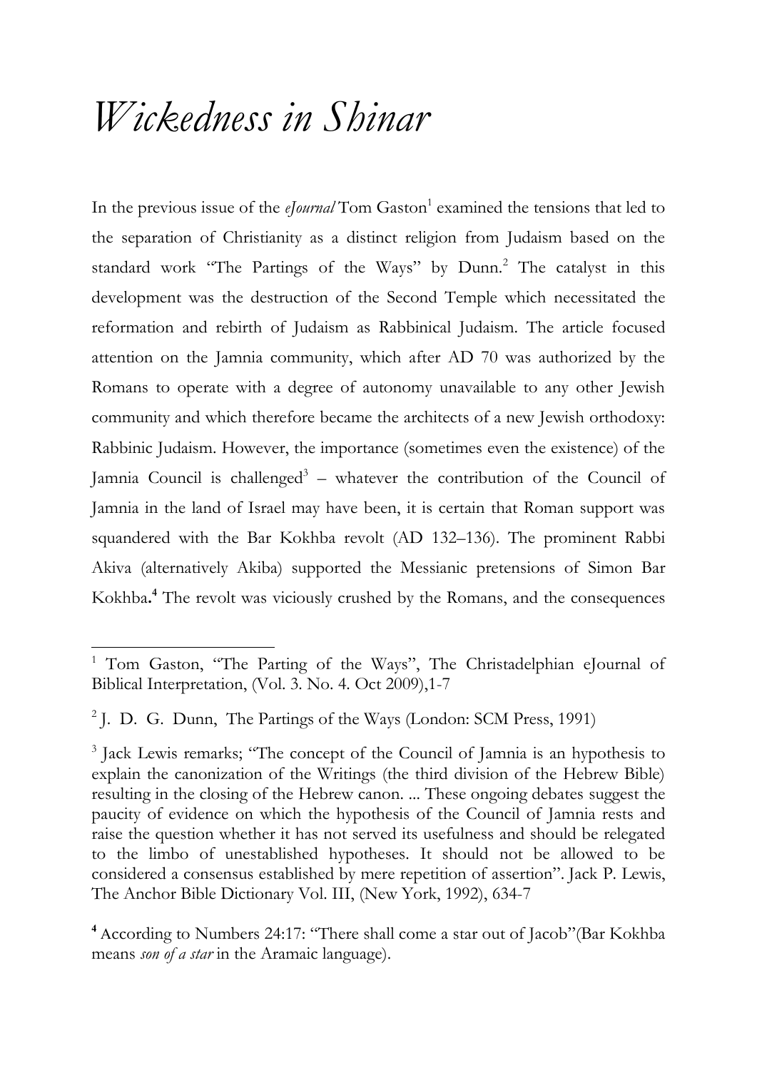# *Wickedness in Shinar*

In the previous issue of the *eJournal* Tom Gaston[1] examined the tensions that led to the separation of Christianity as a distinct religion from Judaism based on the standard work "The Partings of the Ways" by Dunn.[2] The catalyst in this development was the destruction of the Second Temple which necessitated the reformation and rebirth of Judaism as Rabbinical Judaism. The article focused attention on the Jamnia community, which after AD 70 was authorized by the Romans to operate with a degree of autonomy unavailable to any other Jewish community and which therefore became the architects of a new Jewish orthodoxy: Rabbinic Judaism. However, the importance (sometimes even the existence) of the Jamnia Council is challenged[3] – whatever the contribution of the Council of Jamnia in the land of Israel may have been, it is certain that Roman support was squandered with the Bar Kokhba revolt (AD 132–136). The prominent Rabbi Akiva (alternatively Akiba) supported the Messianic pretensions of Simon Bar Kokhba.**[4]** The revolt was viciously crushed by the Romans, and the consequences

---

[1] Tom Gaston, "The Parting of the Ways", The Christadelphian eJournal of Biblical Interpretation, (Vol. 3. No. 4. Oct 2009),1-7

[2] J. D. G. Dunn, The Partings of the Ways (London: SCM Press, 1991)

[3] Jack Lewis remarks; "The concept of the Council of Jamnia is an hypothesis to explain the canonization of the Writings (the third division of the Hebrew Bible) resulting in the closing of the Hebrew canon. ... These ongoing debates suggest the paucity of evidence on which the hypothesis of the Council of Jamnia rests and raise the question whether it has not served its usefulness and should be relegated to the limbo of unestablished hypotheses. It should not be allowed to be considered a consensus established by mere repetition of assertion". Jack P. Lewis, The Anchor Bible Dictionary Vol. III, (New York, 1992), 634-7

**[4]** According to Numbers 24:17: "There shall come a star out of Jacob"(Bar Kokhba means *son of a star* in the Aramaic language).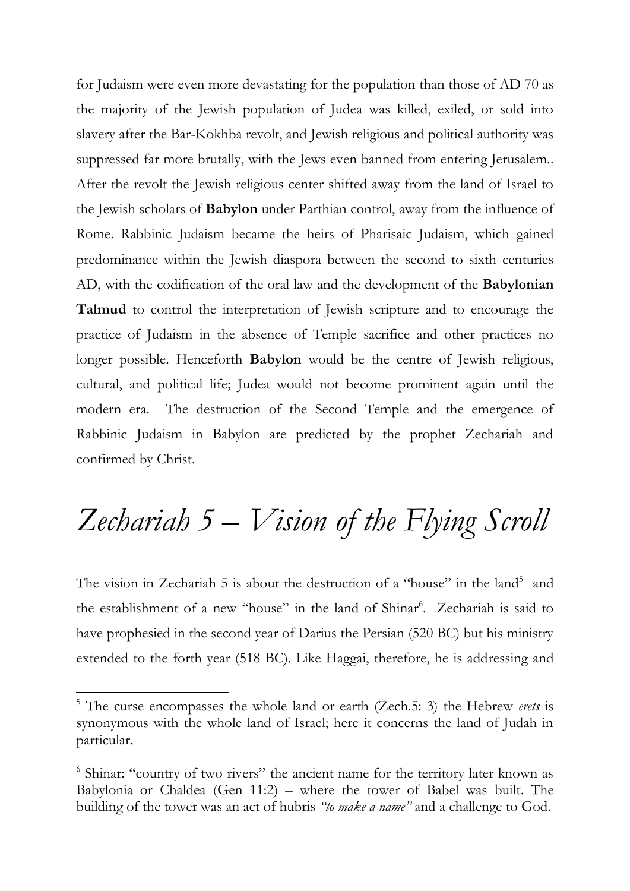for Judaism were even more devastating for the population than those of AD 70 as the majority of the Jewish population of Judea was killed, exiled, or sold into slavery after the Bar-Kokhba revolt, and Jewish religious and political authority was suppressed far more brutally, with the Jews even banned from entering Jerusalem.. After the revolt the Jewish religious center shifted away from the land of Israel to the Jewish scholars of **Babylon** under Parthian control, away from the influence of Rome. Rabbinic Judaism became the heirs of Pharisaic Judaism, which gained predominance within the Jewish diaspora between the second to sixth centuries AD, with the codification of the oral law and the development of the **Babylonian Talmud** to control the interpretation of Jewish scripture and to encourage the practice of Judaism in the absence of Temple sacrifice and other practices no longer possible. Henceforth **Babylon** would be the centre of Jewish religious, cultural, and political life; Judea would not become prominent again until the modern era. The destruction of the Second Temple and the emergence of Rabbinic Judaism in Babylon are predicted by the prophet Zechariah and confirmed by Christ.

# *Zechariah 5 – Vision of the Flying Scroll*

The vision in Zechariah 5 is about the destruction of a "house" in the land[5] and the establishment of a new "house" in the land of Shinar[6]. Zechariah is said to have prophesied in the second year of Darius the Persian (520 BC) but his ministry extended to the forth year (518 BC). Like Haggai, therefore, he is addressing and

---

[5] The curse encompasses the whole land or earth (Zech.5: 3) the Hebrew *erets* is synonymous with the whole land of Israel; here it concerns the land of Judah in particular.

[6] Shinar: "country of two rivers" the ancient name for the territory later known as Babylonia or Chaldea (Gen 11:2) – where the tower of Babel was built. The building of the tower was an act of hubris *"to make a name"* and a challenge to God.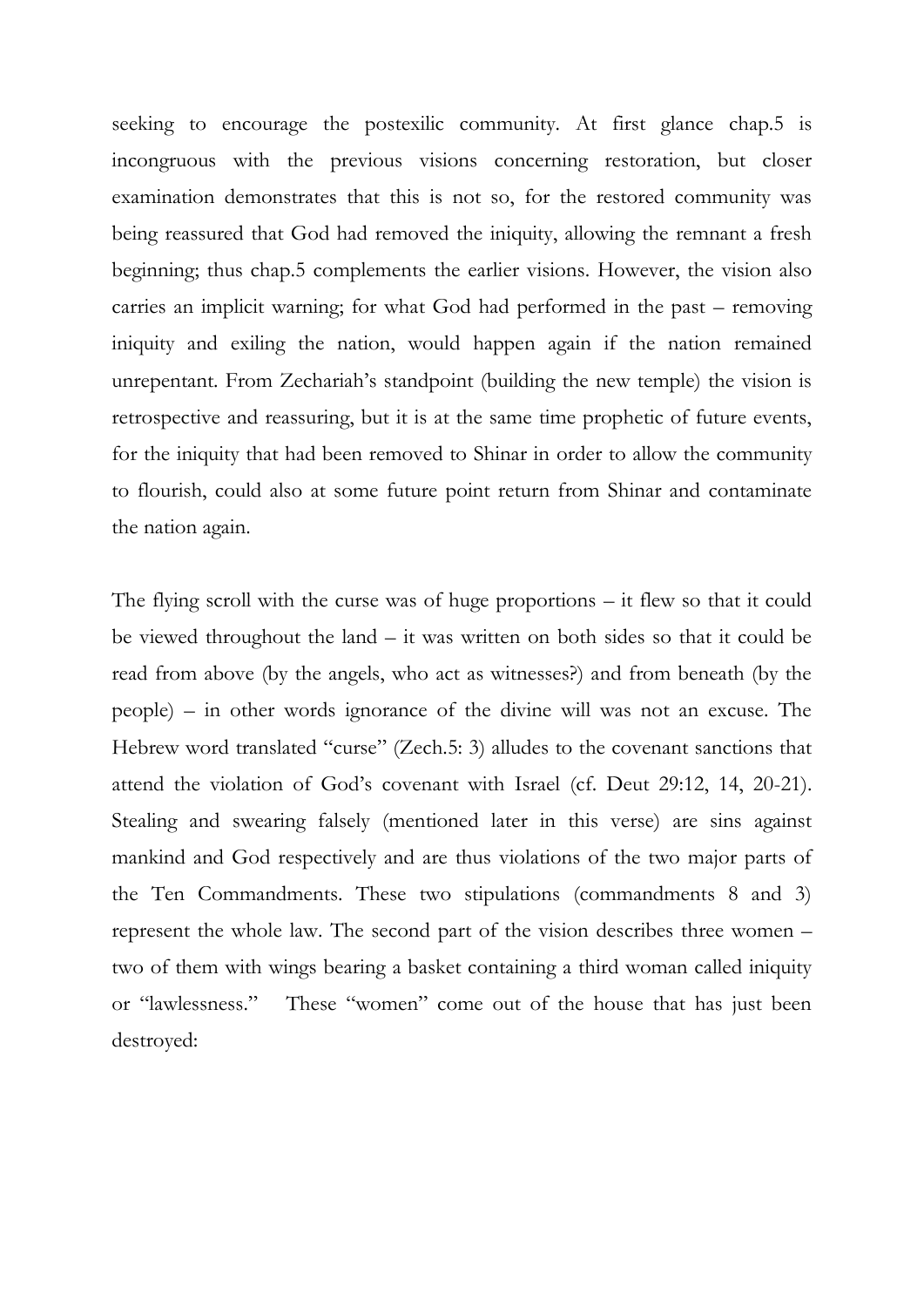seeking to encourage the postexilic community. At first glance chap.5 is incongruous with the previous visions concerning restoration, but closer examination demonstrates that this is not so, for the restored community was being reassured that God had removed the iniquity, allowing the remnant a fresh beginning; thus chap.5 complements the earlier visions. However, the vision also carries an implicit warning; for what God had performed in the past – removing iniquity and exiling the nation, would happen again if the nation remained unrepentant. From Zechariah's standpoint (building the new temple) the vision is retrospective and reassuring, but it is at the same time prophetic of future events, for the iniquity that had been removed to Shinar in order to allow the community to flourish, could also at some future point return from Shinar and contaminate the nation again.

The flying scroll with the curse was of huge proportions – it flew so that it could be viewed throughout the land – it was written on both sides so that it could be read from above (by the angels, who act as witnesses?) and from beneath (by the people) – in other words ignorance of the divine will was not an excuse. The Hebrew word translated "curse" (Zech.5: 3) alludes to the covenant sanctions that attend the violation of God's covenant with Israel (cf. Deut 29:12, 14, 20-21). Stealing and swearing falsely (mentioned later in this verse) are sins against mankind and God respectively and are thus violations of the two major parts of the Ten Commandments. These two stipulations (commandments 8 and 3) represent the whole law. The second part of the vision describes three women – two of them with wings bearing a basket containing a third woman called iniquity or "lawlessness." These "women" come out of the house that has just been destroyed: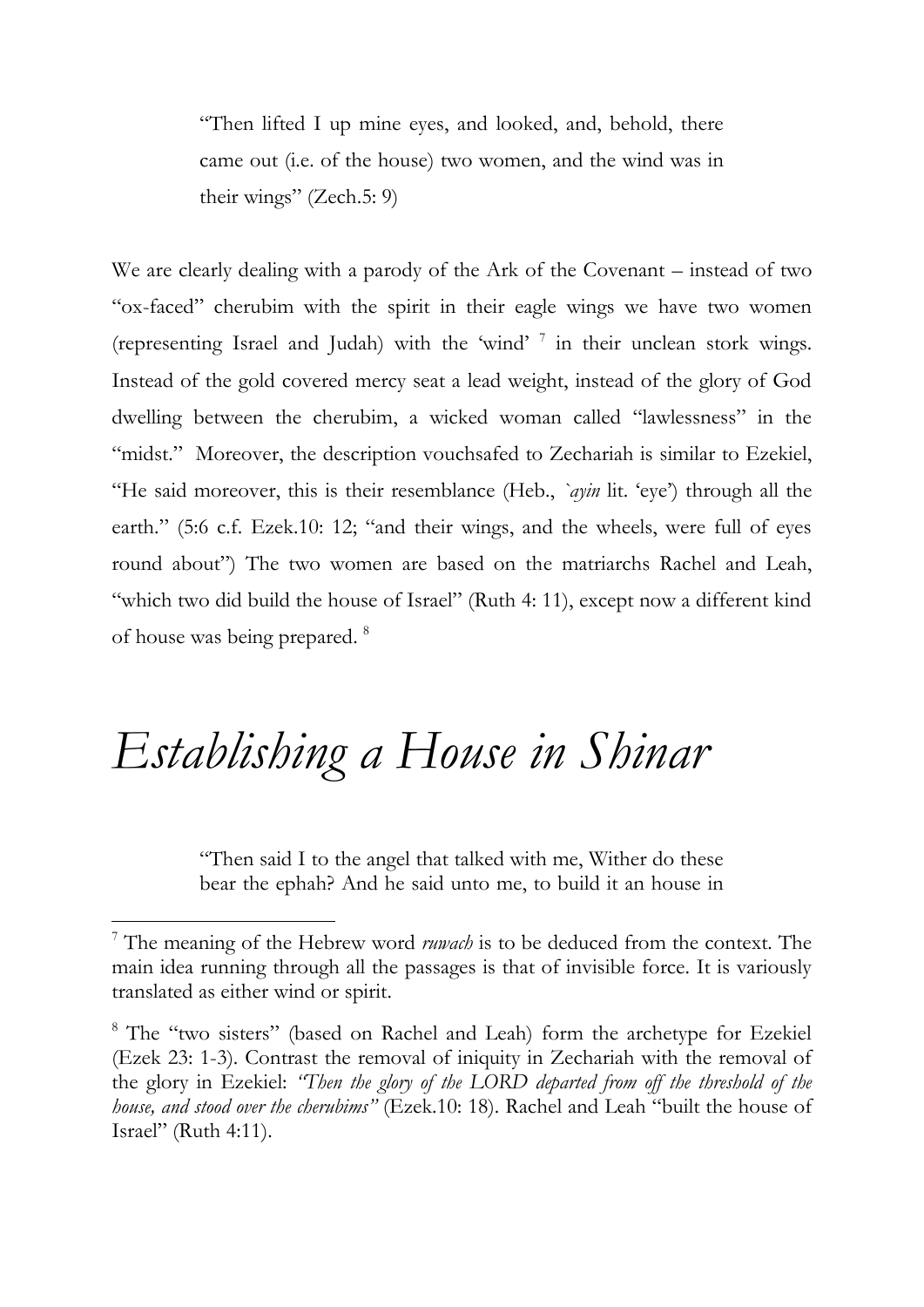> "Then lifted I up mine eyes, and looked, and, behold, there came out (i.e. of the house) two women, and the wind was in their wings" (Zech.5: 9)

We are clearly dealing with a parody of the Ark of the Covenant – instead of two "ox-faced" cherubim with the spirit in their eagle wings we have two women (representing Israel and Judah) with the 'wind' [7] in their unclean stork wings. Instead of the gold covered mercy seat a lead weight, instead of the glory of God dwelling between the cherubim, a wicked woman called "lawlessness" in the "midst." Moreover, the description vouchsafed to Zechariah is similar to Ezekiel, "He said moreover, this is their resemblance (Heb., *`ayin* lit. 'eye') through all the earth." (5:6 c.f. Ezek.10: 12; "and their wings, and the wheels, were full of eyes round about") The two women are based on the matriarchs Rachel and Leah, "which two did build the house of Israel" (Ruth 4: 11), except now a different kind of house was being prepared. [8]

# *Establishing a House in Shinar*

> "Then said I to the angel that talked with me, Wither do these bear the ephah? And he said unto me, to build it an house in

---

[7] The meaning of the Hebrew word *ruwach* is to be deduced from the context. The main idea running through all the passages is that of invisible force. It is variously translated as either wind or spirit.

[8] The "two sisters" (based on Rachel and Leah) form the archetype for Ezekiel (Ezek 23: 1-3). Contrast the removal of iniquity in Zechariah with the removal of the glory in Ezekiel: *"Then the glory of the LORD departed from off the threshold of the house, and stood over the cherubims"* (Ezek.10: 18). Rachel and Leah "built the house of Israel" (Ruth 4:11).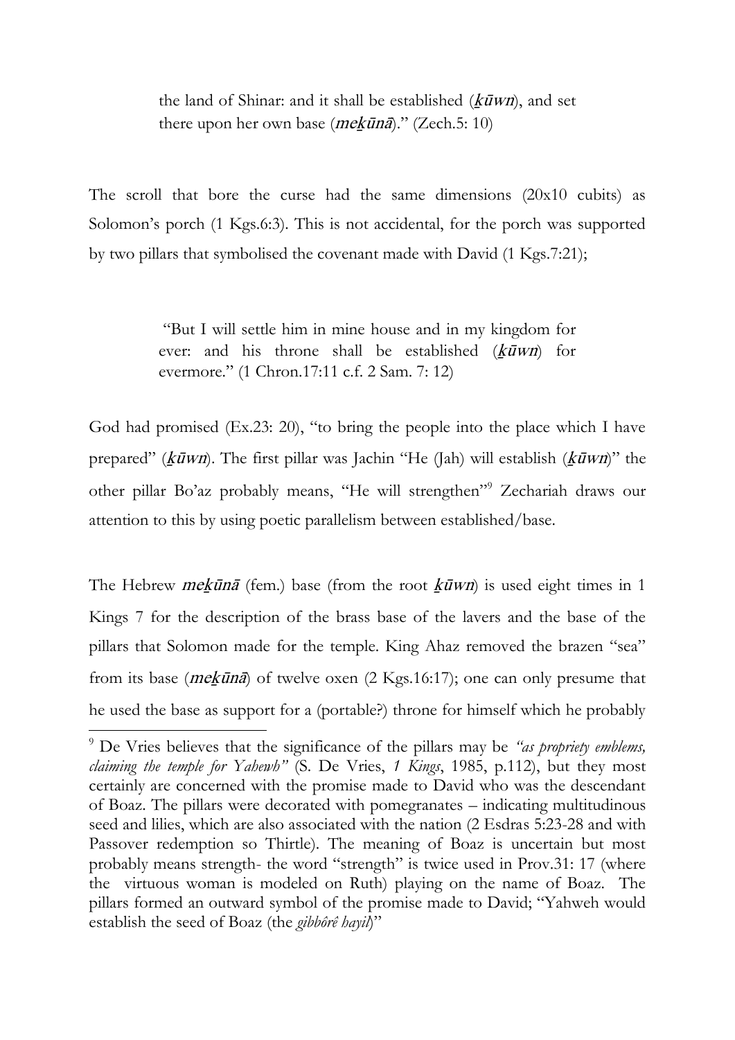> the land of Shinar: and it shall be established (*ḵūwn*), and set there upon her own base (*meḵūnā*)." (Zech.5: 10)

The scroll that bore the curse had the same dimensions (20x10 cubits) as Solomon's porch (1 Kgs.6:3). This is not accidental, for the porch was supported by two pillars that symbolised the covenant made with David (1 Kgs.7:21);

> "But I will settle him in mine house and in my kingdom for ever: and his throne shall be established (*ḵūwn*) for evermore." (1 Chron.17:11 c.f. 2 Sam. 7: 12)

God had promised (Ex.23: 20), "to bring the people into the place which I have prepared" (*ḵūwn*). The first pillar was Jachin "He (Jah) will establish (*ḵūwn*)" the other pillar Bo'az probably means, "He will strengthen"[9] Zechariah draws our attention to this by using poetic parallelism between established/base.

The Hebrew *meḵūnā* (fem.) base (from the root *ḵūwn*) is used eight times in 1 Kings 7 for the description of the brass base of the lavers and the base of the pillars that Solomon made for the temple. King Ahaz removed the brazen "sea" from its base (*meḵūnā*) of twelve oxen (2 Kgs.16:17); one can only presume that he used the base as support for a (portable?) throne for himself which he probably

---

[9] De Vries believes that the significance of the pillars may be *"as propriety emblems, claiming the temple for Yahewh"* (S. De Vries, *1 Kings*, 1985, p.112), but they most certainly are concerned with the promise made to David who was the descendant of Boaz. The pillars were decorated with pomegranates – indicating multitudinous seed and lilies, which are also associated with the nation (2 Esdras 5:23-28 and with Passover redemption so Thirtle). The meaning of Boaz is uncertain but most probably means strength- the word "strength" is twice used in Prov.31: 17 (where the virtuous woman is modeled on Ruth) playing on the name of Boaz. The pillars formed an outward symbol of the promise made to David; "Yahweh would establish the seed of Boaz (the *gibbôrê ḥayil*)"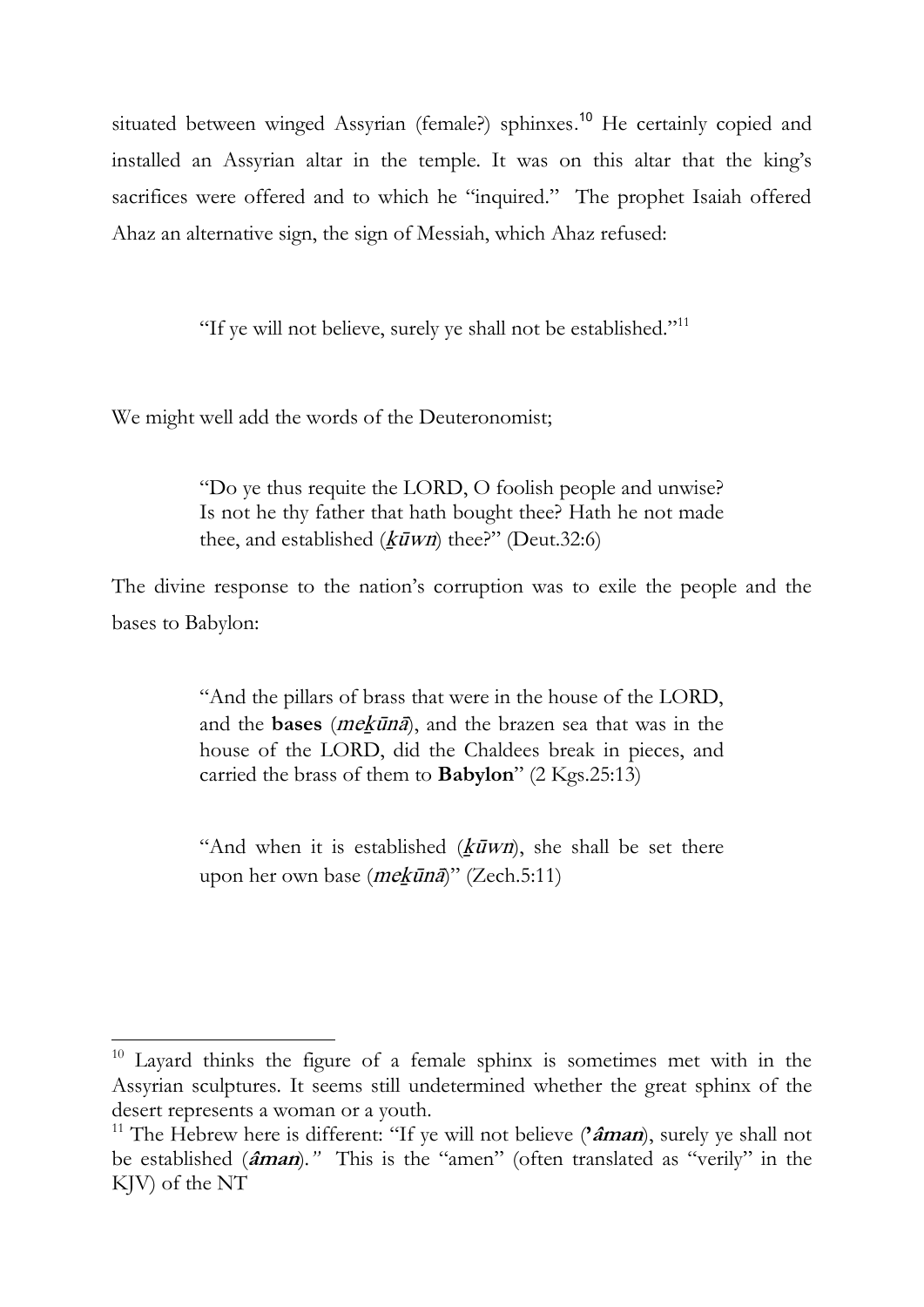situated between winged Assyrian (female?) sphinxes.[10] He certainly copied and installed an Assyrian altar in the temple. It was on this altar that the king's sacrifices were offered and to which he "inquired." The prophet Isaiah offered Ahaz an alternative sign, the sign of Messiah, which Ahaz refused:

> "If ye will not believe, surely ye shall not be established."[11]

We might well add the words of the Deuteronomist;

> "Do ye thus requite the LORD, O foolish people and unwise? Is not he thy father that hath bought thee? Hath he not made thee, and established (*k̲ūwn*) thee?" (Deut.32:6)

The divine response to the nation's corruption was to exile the people and the bases to Babylon:

> "And the pillars of brass that were in the house of the LORD, and the **bases** (*mek̲ūnā*), and the brazen sea that was in the house of the LORD, did the Chaldees break in pieces, and carried the brass of them to **Babylon**" (2 Kgs.25:13)

> "And when it is established (*k̲ūwn*), she shall be set there upon her own base (*mek̲ūnā*)" (Zech.5:11)

---

[10] Layard thinks the figure of a female sphinx is sometimes met with in the Assyrian sculptures. It seems still undetermined whether the great sphinx of the desert represents a woman or a youth.

[11] The Hebrew here is different: "If ye will not believe (***'âman***), surely ye shall not be established (***âman***)." This is the "amen" (often translated as "verily" in the KJV) of the NT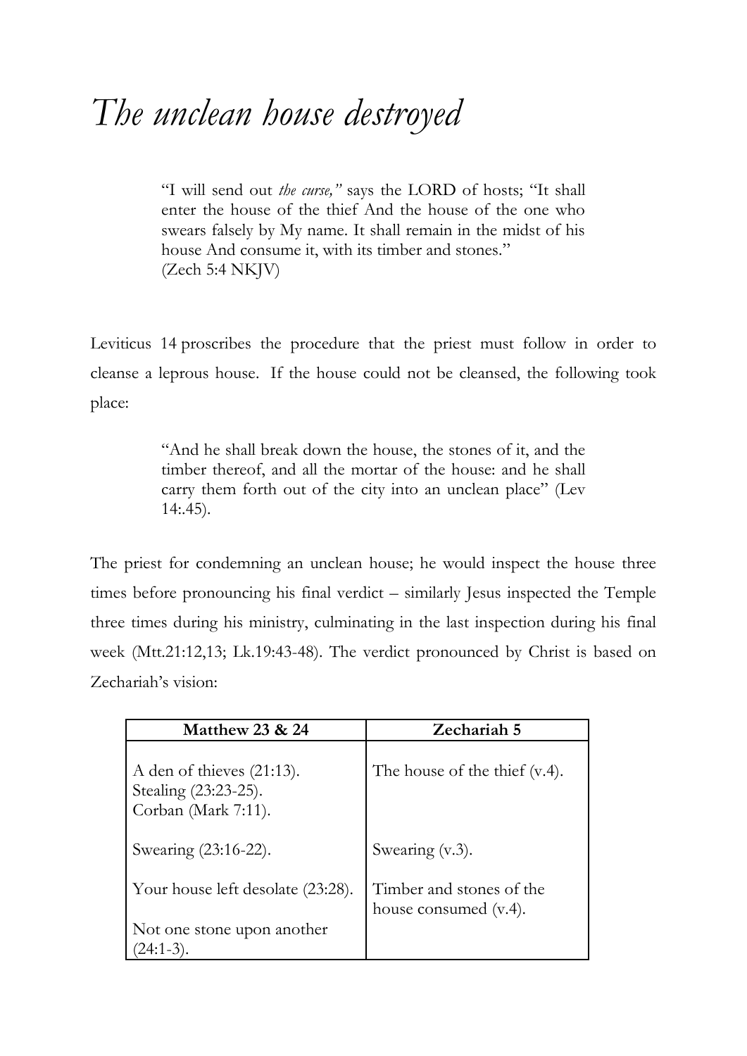# *The unclean house destroyed*

> "I will send out *the curse,"* says the LORD of hosts; "It shall enter the house of the thief And the house of the one who swears falsely by My name. It shall remain in the midst of his house And consume it, with its timber and stones."
> (Zech 5:4 NKJV)

Leviticus 14 proscribes the procedure that the priest must follow in order to cleanse a leprous house. If the house could not be cleansed, the following took place:

> "And he shall break down the house, the stones of it, and the timber thereof, and all the mortar of the house: and he shall carry them forth out of the city into an unclean place" (Lev 14:.45).

The priest for condemning an unclean house; he would inspect the house three times before pronouncing his final verdict – similarly Jesus inspected the Temple three times during his ministry, culminating in the last inspection during his final week (Mtt.21:12,13; Lk.19:43-48). The verdict pronounced by Christ is based on Zechariah's vision:

| Matthew 23 & 24 | Zechariah 5 |
|---|---|
| A den of thieves (21:13).<br>Stealing (23:23-25).<br>Corban (Mark 7:11). | The house of the thief (v.4). |
| Swearing (23:16-22). | Swearing (v.3). |
| Your house left desolate (23:28).<br><br>Not one stone upon another (24:1-3). | Timber and stones of the house consumed (v.4). |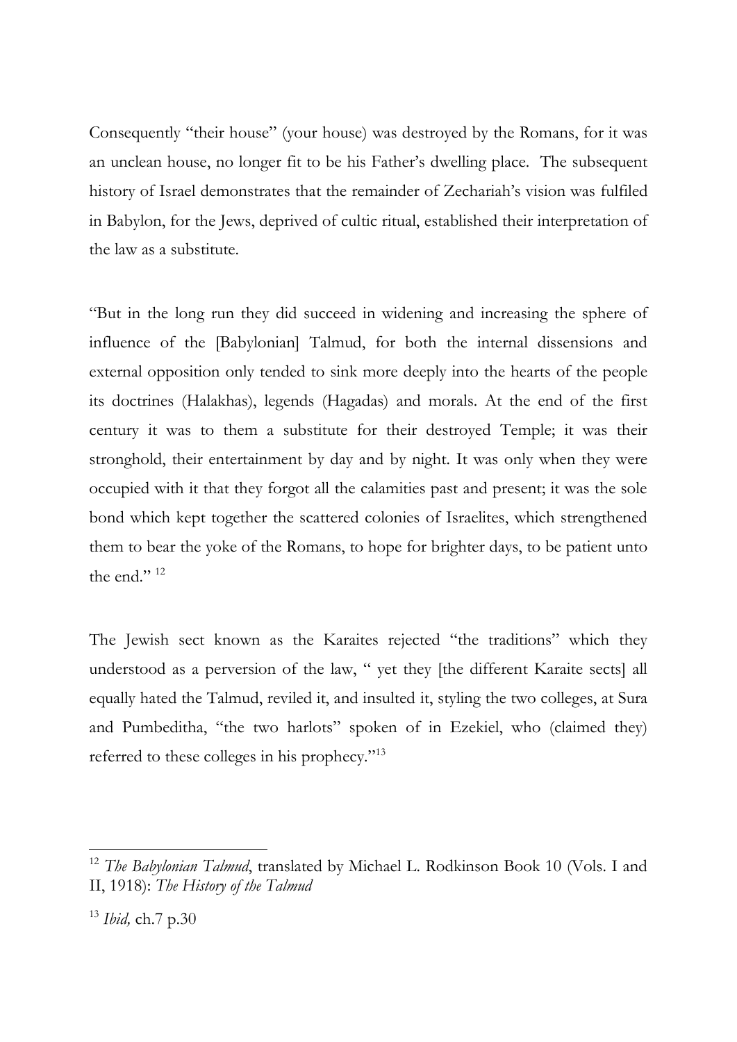Consequently "their house" (your house) was destroyed by the Romans, for it was an unclean house, no longer fit to be his Father's dwelling place. The subsequent history of Israel demonstrates that the remainder of Zechariah's vision was fulfiled in Babylon, for the Jews, deprived of cultic ritual, established their interpretation of the law as a substitute.

"But in the long run they did succeed in widening and increasing the sphere of influence of the [Babylonian] Talmud, for both the internal dissensions and external opposition only tended to sink more deeply into the hearts of the people its doctrines (Halakhas), legends (Hagadas) and morals. At the end of the first century it was to them a substitute for their destroyed Temple; it was their stronghold, their entertainment by day and by night. It was only when they were occupied with it that they forgot all the calamities past and present; it was the sole bond which kept together the scattered colonies of Israelites, which strengthened them to bear the yoke of the Romans, to hope for brighter days, to be patient unto the end." [12]

The Jewish sect known as the Karaites rejected "the traditions" which they understood as a perversion of the law, " yet they [the different Karaite sects] all equally hated the Talmud, reviled it, and insulted it, styling the two colleges, at Sura and Pumbeditha, "the two harlots" spoken of in Ezekiel, who (claimed they) referred to these colleges in his prophecy."[13]

---

[12] *The Babylonian Talmud*, translated by Michael L. Rodkinson Book 10 (Vols. I and II, 1918): *The History of the Talmud*

[13] *Ibid,* ch.7 p.30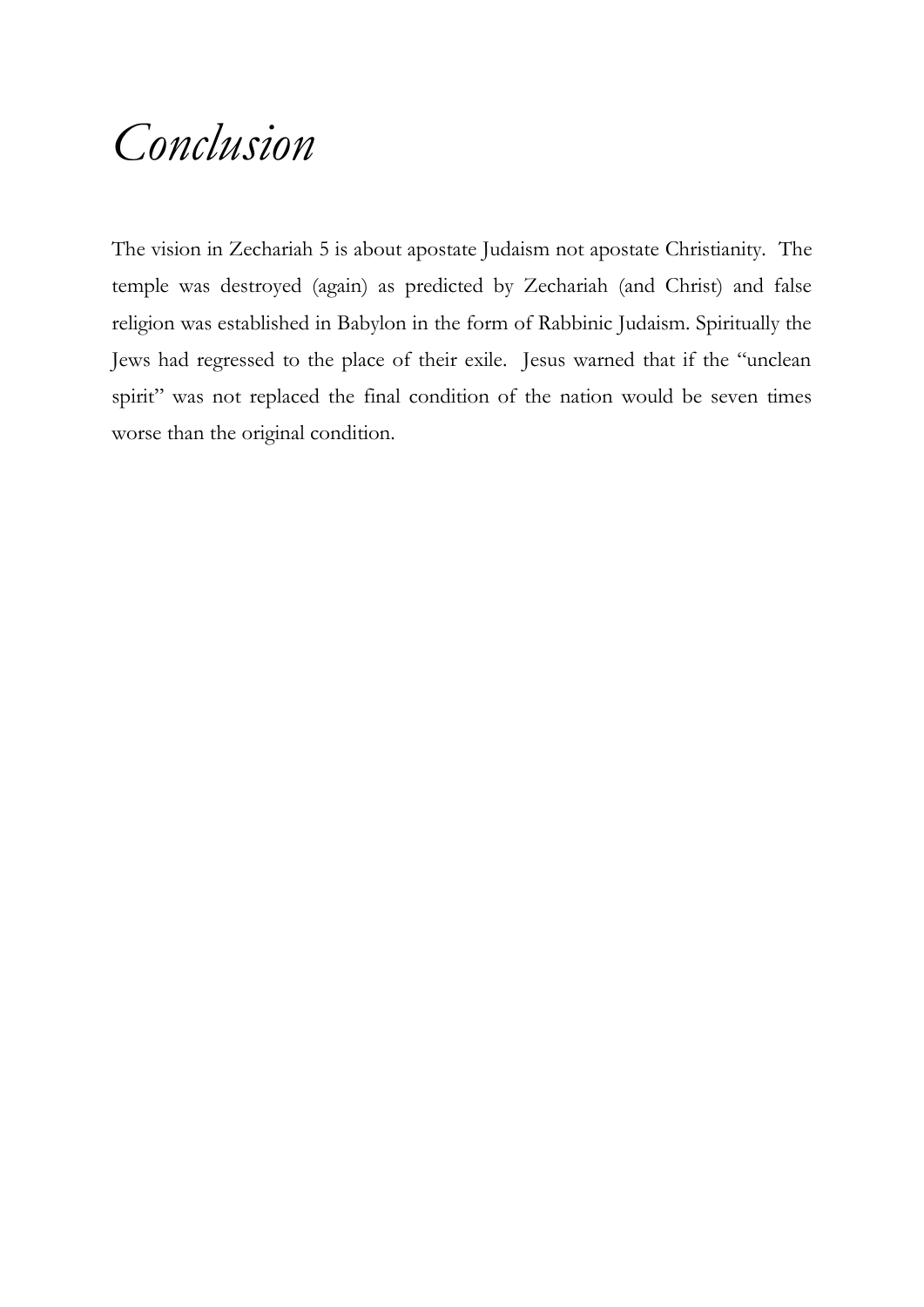# *Conclusion*

The vision in Zechariah 5 is about apostate Judaism not apostate Christianity. The temple was destroyed (again) as predicted by Zechariah (and Christ) and false religion was established in Babylon in the form of Rabbinic Judaism. Spiritually the Jews had regressed to the place of their exile. Jesus warned that if the "unclean spirit" was not replaced the final condition of the nation would be seven times worse than the original condition.